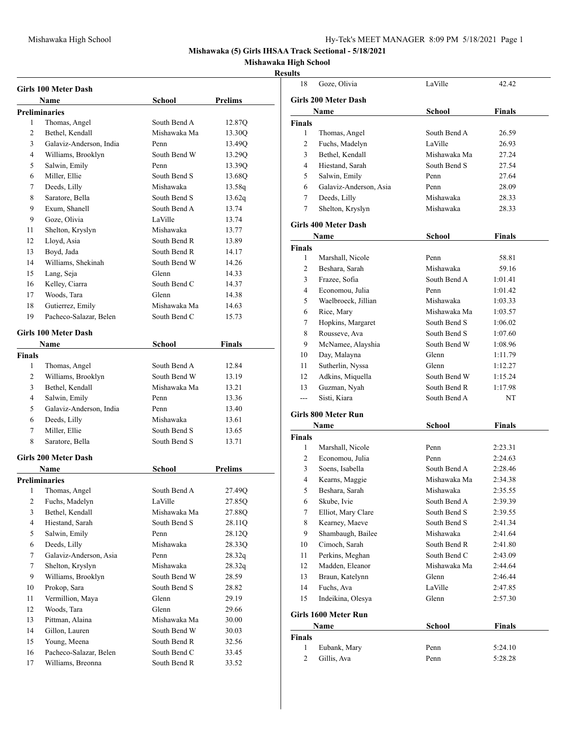# Mishawaka (5) Girls IHSAA Track Sectional - 5/18/2021

## Mishawaka High School

### Results

**Girls 100 Meter Dash**

| | Name | School | Prelims |
|---|---|---|---|
| **Preliminaries** | | | |
| 1 | Thomas, Angel | South Bend A | 12.87Q |
| 2 | Bethel, Kendall | Mishawaka Ma | 13.30Q |
| 3 | Galaviz-Anderson, India | Penn | 13.49Q |
| 4 | Williams, Brooklyn | South Bend W | 13.29Q |
| 5 | Salwin, Emily | Penn | 13.39Q |
| 6 | Miller, Ellie | South Bend S | 13.68Q |
| 7 | Deeds, Lilly | Mishawaka | 13.58q |
| 8 | Saratore, Bella | South Bend S | 13.62q |
| 9 | Exum, Shanell | South Bend A | 13.74 |
| 9 | Goze, Olivia | LaVille | 13.74 |
| 11 | Shelton, Kryslyn | Mishawaka | 13.77 |
| 12 | Lloyd, Asia | South Bend R | 13.89 |
| 13 | Boyd, Jada | South Bend R | 14.17 |
| 14 | Williams, Shekinah | South Bend W | 14.26 |
| 15 | Lang, Seja | Glenn | 14.33 |
| 16 | Kelley, Ciarra | South Bend C | 14.37 |
| 17 | Woods, Tara | Glenn | 14.38 |
| 18 | Gutierrez, Emily | Mishawaka Ma | 14.63 |
| 19 | Pacheco-Salazar, Belen | South Bend C | 15.73 |

**Girls 100 Meter Dash**

| | Name | School | Finals |
|---|---|---|---|
| **Finals** | | | |
| 1 | Thomas, Angel | South Bend A | 12.84 |
| 2 | Williams, Brooklyn | South Bend W | 13.19 |
| 3 | Bethel, Kendall | Mishawaka Ma | 13.21 |
| 4 | Salwin, Emily | Penn | 13.36 |
| 5 | Galaviz-Anderson, India | Penn | 13.40 |
| 6 | Deeds, Lilly | Mishawaka | 13.61 |
| 7 | Miller, Ellie | South Bend S | 13.65 |
| 8 | Saratore, Bella | South Bend S | 13.71 |

**Girls 200 Meter Dash**

| | Name | School | Prelims |
|---|---|---|---|
| **Preliminaries** | | | |
| 1 | Thomas, Angel | South Bend A | 27.49Q |
| 2 | Fuchs, Madelyn | LaVille | 27.85Q |
| 3 | Bethel, Kendall | Mishawaka Ma | 27.88Q |
| 4 | Hiestand, Sarah | South Bend S | 28.11Q |
| 5 | Salwin, Emily | Penn | 28.12Q |
| 6 | Deeds, Lilly | Mishawaka | 28.33Q |
| 7 | Galaviz-Anderson, Asia | Penn | 28.32q |
| 7 | Shelton, Kryslyn | Mishawaka | 28.32q |
| 9 | Williams, Brooklyn | South Bend W | 28.59 |
| 10 | Prokop, Sara | South Bend S | 28.82 |
| 11 | Vermillion, Maya | Glenn | 29.19 |
| 12 | Woods, Tara | Glenn | 29.66 |
| 13 | Pittman, Alaina | Mishawaka Ma | 30.00 |
| 14 | Gillon, Lauren | South Bend W | 30.03 |
| 15 | Young, Meena | South Bend R | 32.56 |
| 16 | Pacheco-Salazar, Belen | South Bend C | 33.45 |
| 17 | Williams, Breonna | South Bend R | 33.52 |
| 18 | Goze, Olivia | LaVille | 42.42 |

**Girls 200 Meter Dash**

| | Name | School | Finals |
|---|---|---|---|
| **Finals** | | | |
| 1 | Thomas, Angel | South Bend A | 26.59 |
| 2 | Fuchs, Madelyn | LaVille | 26.93 |
| 3 | Bethel, Kendall | Mishawaka Ma | 27.24 |
| 4 | Hiestand, Sarah | South Bend S | 27.54 |
| 5 | Salwin, Emily | Penn | 27.64 |
| 6 | Galaviz-Anderson, Asia | Penn | 28.09 |
| 7 | Deeds, Lilly | Mishawaka | 28.33 |
| 7 | Shelton, Kryslyn | Mishawaka | 28.33 |

**Girls 400 Meter Dash**

| | Name | School | Finals |
|---|---|---|---|
| **Finals** | | | |
| 1 | Marshall, Nicole | Penn | 58.81 |
| 2 | Beshara, Sarah | Mishawaka | 59.16 |
| 3 | Frazee, Sofia | South Bend A | 1:01.41 |
| 4 | Economou, Julia | Penn | 1:01.42 |
| 5 | Waelbroeck, Jillian | Mishawaka | 1:03.33 |
| 6 | Rice, Mary | Mishawaka Ma | 1:03.57 |
| 7 | Hopkins, Margaret | South Bend S | 1:06.02 |
| 8 | Rousseve, Ava | South Bend S | 1:07.60 |
| 9 | McNamee, Alayshia | South Bend W | 1:08.96 |
| 10 | Day, Malayna | Glenn | 1:11.79 |
| 11 | Sutherlin, Nyssa | Glenn | 1:12.27 |
| 12 | Adkins, Miquella | South Bend W | 1:15.24 |
| 13 | Guzman, Nyah | South Bend R | 1:17.98 |
| --- | Sisti, Kiara | South Bend A | NT |

**Girls 800 Meter Run**

| | Name | School | Finals |
|---|---|---|---|
| **Finals** | | | |
| 1 | Marshall, Nicole | Penn | 2:23.31 |
| 2 | Economou, Julia | Penn | 2:24.63 |
| 3 | Soens, Isabella | South Bend A | 2:28.46 |
| 4 | Kearns, Maggie | Mishawaka Ma | 2:34.38 |
| 5 | Beshara, Sarah | Mishawaka | 2:35.55 |
| 6 | Skube, Ivie | South Bend A | 2:39.39 |
| 7 | Elliot, Mary Clare | South Bend S | 2:39.55 |
| 8 | Kearney, Maeve | South Bend S | 2:41.34 |
| 9 | Shambaugh, Bailee | Mishawaka | 2:41.64 |
| 10 | Cimoch, Sarah | South Bend R | 2:41.80 |
| 11 | Perkins, Meghan | South Bend C | 2:43.09 |
| 12 | Madden, Eleanor | Mishawaka Ma | 2:44.64 |
| 13 | Braun, Katelynn | Glenn | 2:46.44 |
| 14 | Fuchs, Ava | LaVille | 2:47.85 |
| 15 | Indeikina, Olesya | Glenn | 2:57.30 |

**Girls 1600 Meter Run**

| | Name | School | Finals |
|---|---|---|---|
| **Finals** | | | |
| 1 | Eubank, Mary | Penn | 5:24.10 |
| 2 | Gillis, Ava | Penn | 5:28.28 |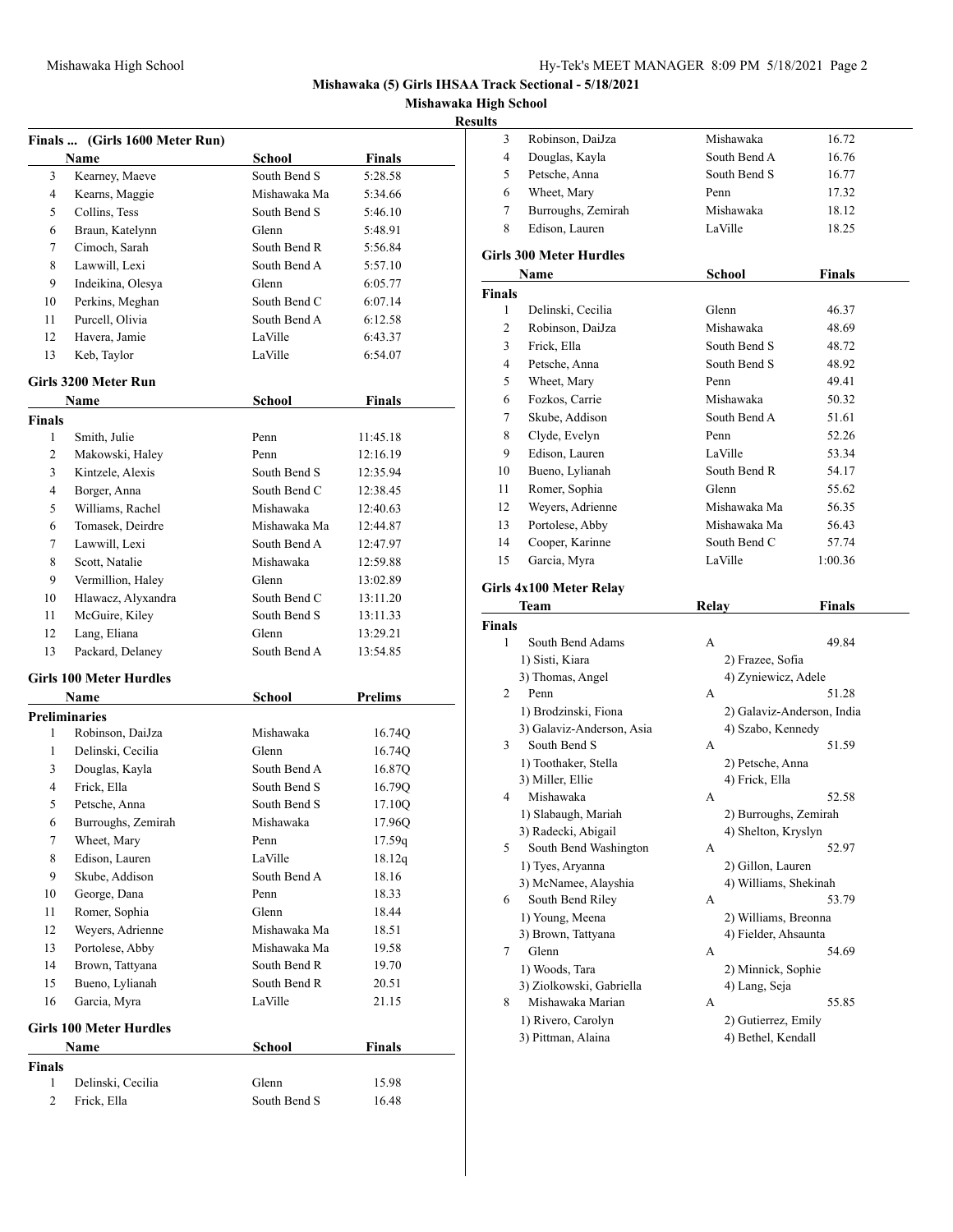**Mishawaka (5) Girls IHSAA Track Sectional - 5/18/2021**

**Mishawaka High School**

**Results**

### Finals ... (Girls 1600 Meter Run)

| | Name | School | Finals |
|---|---|---|---|
| 3 | Kearney, Maeve | South Bend S | 5:28.58 |
| 4 | Kearns, Maggie | Mishawaka Ma | 5:34.66 |
| 5 | Collins, Tess | South Bend S | 5:46.10 |
| 6 | Braun, Katelynn | Glenn | 5:48.91 |
| 7 | Cimoch, Sarah | South Bend R | 5:56.84 |
| 8 | Lawwill, Lexi | South Bend A | 5:57.10 |
| 9 | Indeikina, Olesya | Glenn | 6:05.77 |
| 10 | Perkins, Meghan | South Bend C | 6:07.14 |
| 11 | Purcell, Olivia | South Bend A | 6:12.58 |
| 12 | Havera, Jamie | LaVille | 6:43.37 |
| 13 | Keb, Taylor | LaVille | 6:54.07 |

### Girls 3200 Meter Run

| | Name | School | Finals |
|---|---|---|---|
| **Finals** | | | |
| 1 | Smith, Julie | Penn | 11:45.18 |
| 2 | Makowski, Haley | Penn | 12:16.19 |
| 3 | Kintzele, Alexis | South Bend S | 12:35.94 |
| 4 | Borger, Anna | South Bend C | 12:38.45 |
| 5 | Williams, Rachel | Mishawaka | 12:40.63 |
| 6 | Tomasek, Deirdre | Mishawaka Ma | 12:44.87 |
| 7 | Lawwill, Lexi | South Bend A | 12:47.97 |
| 8 | Scott, Natalie | Mishawaka | 12:59.88 |
| 9 | Vermillion, Haley | Glenn | 13:02.89 |
| 10 | Hlawacz, Alyxandra | South Bend C | 13:11.20 |
| 11 | McGuire, Kiley | South Bend S | 13:11.33 |
| 12 | Lang, Eliana | Glenn | 13:29.21 |
| 13 | Packard, Delaney | South Bend A | 13:54.85 |

### Girls 100 Meter Hurdles

| | Name | School | Prelims |
|---|---|---|---|
| **Preliminaries** | | | |
| 1 | Robinson, DaiJza | Mishawaka | 16.74Q |
| 1 | Delinski, Cecilia | Glenn | 16.74Q |
| 3 | Douglas, Kayla | South Bend A | 16.87Q |
| 4 | Frick, Ella | South Bend S | 16.79Q |
| 5 | Petsche, Anna | South Bend S | 17.10Q |
| 6 | Burroughs, Zemirah | Mishawaka | 17.96Q |
| 7 | Wheet, Mary | Penn | 17.59q |
| 8 | Edison, Lauren | LaVille | 18.12q |
| 9 | Skube, Addison | South Bend A | 18.16 |
| 10 | George, Dana | Penn | 18.33 |
| 11 | Romer, Sophia | Glenn | 18.44 |
| 12 | Weyers, Adrienne | Mishawaka Ma | 18.51 |
| 13 | Portolese, Abby | Mishawaka Ma | 19.58 |
| 14 | Brown, Tattyana | South Bend R | 19.70 |
| 15 | Bueno, Lylianah | South Bend R | 20.51 |
| 16 | Garcia, Myra | LaVille | 21.15 |

### Girls 100 Meter Hurdles

| | Name | School | Finals |
|---|---|---|---|
| **Finals** | | | |
| 1 | Delinski, Cecilia | Glenn | 15.98 |
| 2 | Frick, Ella | South Bend S | 16.48 |
| 3 | Robinson, DaiJza | Mishawaka | 16.72 |
| 4 | Douglas, Kayla | South Bend A | 16.76 |
| 5 | Petsche, Anna | South Bend S | 16.77 |
| 6 | Wheet, Mary | Penn | 17.32 |
| 7 | Burroughs, Zemirah | Mishawaka | 18.12 |
| 8 | Edison, Lauren | LaVille | 18.25 |

### Girls 300 Meter Hurdles

| | Name | School | Finals |
|---|---|---|---|
| **Finals** | | | |
| 1 | Delinski, Cecilia | Glenn | 46.37 |
| 2 | Robinson, DaiJza | Mishawaka | 48.69 |
| 3 | Frick, Ella | South Bend S | 48.72 |
| 4 | Petsche, Anna | South Bend S | 48.92 |
| 5 | Wheet, Mary | Penn | 49.41 |
| 6 | Fozkos, Carrie | Mishawaka | 50.32 |
| 7 | Skube, Addison | South Bend A | 51.61 |
| 8 | Clyde, Evelyn | Penn | 52.26 |
| 9 | Edison, Lauren | LaVille | 53.34 |
| 10 | Bueno, Lylianah | South Bend R | 54.17 |
| 11 | Romer, Sophia | Glenn | 55.62 |
| 12 | Weyers, Adrienne | Mishawaka Ma | 56.35 |
| 13 | Portolese, Abby | Mishawaka Ma | 56.43 |
| 14 | Cooper, Karinne | South Bend C | 57.74 |
| 15 | Garcia, Myra | LaVille | 1:00.36 |

### Girls 4x100 Meter Relay

| | Team | Relay | Finals |
|---|---|---|---|
| **Finals** | | | |
| 1 | South Bend Adams | A | 49.84 |
| | 1) Sisti, Kiara | 2) Frazee, Sofia | |
| | 3) Thomas, Angel | 4) Zyniewicz, Adele | |
| 2 | Penn | A | 51.28 |
| | 1) Brodzinski, Fiona | 2) Galaviz-Anderson, India | |
| | 3) Galaviz-Anderson, Asia | 4) Szabo, Kennedy | |
| 3 | South Bend S | A | 51.59 |
| | 1) Toothaker, Stella | 2) Petsche, Anna | |
| | 3) Miller, Ellie | 4) Frick, Ella | |
| 4 | Mishawaka | A | 52.58 |
| | 1) Slabaugh, Mariah | 2) Burroughs, Zemirah | |
| | 3) Radecki, Abigail | 4) Shelton, Kryslyn | |
| 5 | South Bend Washington | A | 52.97 |
| | 1) Tyes, Aryanna | 2) Gillon, Lauren | |
| | 3) McNamee, Alayshia | 4) Williams, Shekinah | |
| 6 | South Bend Riley | A | 53.79 |
| | 1) Young, Meena | 2) Williams, Breonna | |
| | 3) Brown, Tattyana | 4) Fielder, Ahsaunta | |
| 7 | Glenn | A | 54.69 |
| | 1) Woods, Tara | 2) Minnick, Sophie | |
| | 3) Ziolkowski, Gabriella | 4) Lang, Seja | |
| 8 | Mishawaka Marian | A | 55.85 |
| | 1) Rivero, Carolyn | 2) Gutierrez, Emily | |
| | 3) Pittman, Alaina | 4) Bethel, Kendall | |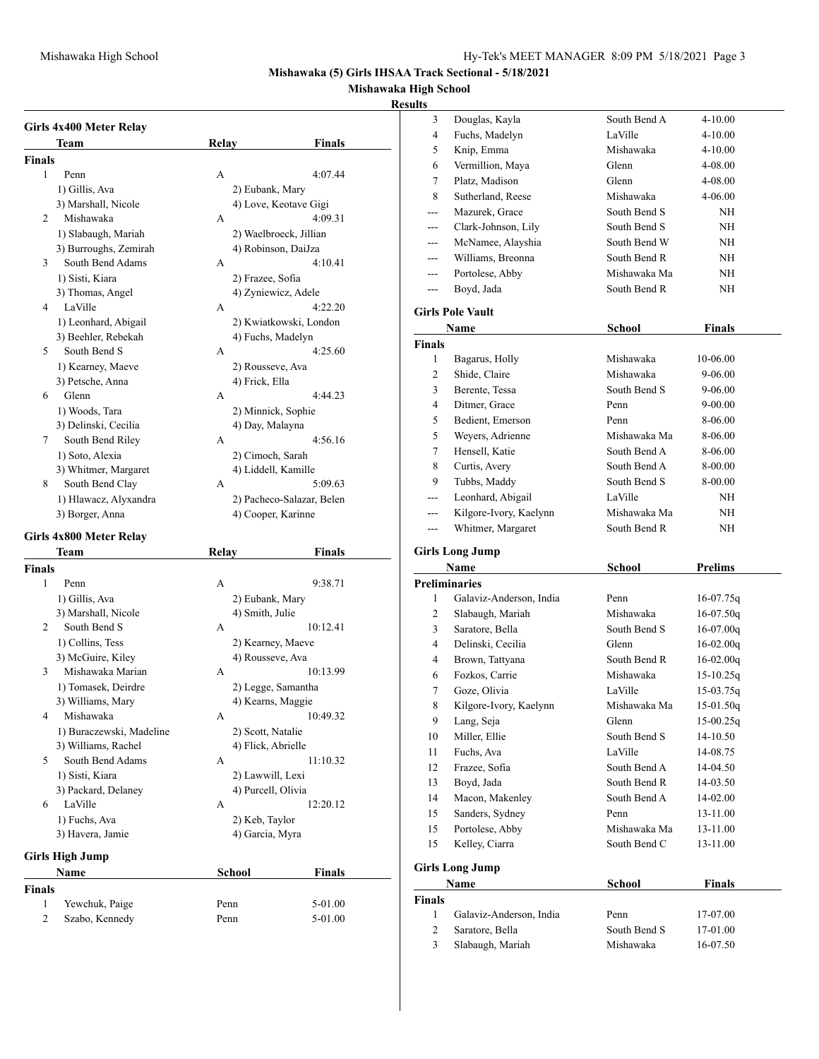**Mishawaka (5) Girls IHSAA Track Sectional - 5/18/2021**

**Mishawaka High School**

**Results**

### Girls 4x400 Meter Relay

| | Team | Relay | Finals |
|---|---|---|---|
| **Finals** | | | |
| 1 | Penn | A | 4:07.44 |
| | 1) Gillis, Ava | 2) Eubank, Mary | |
| | 3) Marshall, Nicole | 4) Love, Keotave Gigi | |
| 2 | Mishawaka | A | 4:09.31 |
| | 1) Slabaugh, Mariah | 2) Waelbroeck, Jillian | |
| | 3) Burroughs, Zemirah | 4) Robinson, DaiJza | |
| 3 | South Bend Adams | A | 4:10.41 |
| | 1) Sisti, Kiara | 2) Frazee, Sofia | |
| | 3) Thomas, Angel | 4) Zyniewicz, Adele | |
| 4 | LaVille | A | 4:22.20 |
| | 1) Leonhard, Abigail | 2) Kwiatkowski, London | |
| | 3) Beehler, Rebekah | 4) Fuchs, Madelyn | |
| 5 | South Bend S | A | 4:25.60 |
| | 1) Kearney, Maeve | 2) Rousseve, Ava | |
| | 3) Petsche, Anna | 4) Frick, Ella | |
| 6 | Glenn | A | 4:44.23 |
| | 1) Woods, Tara | 2) Minnick, Sophie | |
| | 3) Delinski, Cecilia | 4) Day, Malayna | |
| 7 | South Bend Riley | A | 4:56.16 |
| | 1) Soto, Alexia | 2) Cimoch, Sarah | |
| | 3) Whitmer, Margaret | 4) Liddell, Kamille | |
| 8 | South Bend Clay | A | 5:09.63 |
| | 1) Hlawacz, Alyxandra | 2) Pacheco-Salazar, Belen | |
| | 3) Borger, Anna | 4) Cooper, Karinne | |

### Girls 4x800 Meter Relay

| | Team | Relay | Finals |
|---|---|---|---|
| **Finals** | | | |
| 1 | Penn | A | 9:38.71 |
| | 1) Gillis, Ava | 2) Eubank, Mary | |
| | 3) Marshall, Nicole | 4) Smith, Julie | |
| 2 | South Bend S | A | 10:12.41 |
| | 1) Collins, Tess | 2) Kearney, Maeve | |
| | 3) McGuire, Kiley | 4) Rousseve, Ava | |
| 3 | Mishawaka Marian | A | 10:13.99 |
| | 1) Tomasek, Deirdre | 2) Legge, Samantha | |
| | 3) Williams, Mary | 4) Kearns, Maggie | |
| 4 | Mishawaka | A | 10:49.32 |
| | 1) Buraczewski, Madeline | 2) Scott, Natalie | |
| | 3) Williams, Rachel | 4) Flick, Abrielle | |
| 5 | South Bend Adams | A | 11:10.32 |
| | 1) Sisti, Kiara | 2) Lawwill, Lexi | |
| | 3) Packard, Delaney | 4) Purcell, Olivia | |
| 6 | LaVille | A | 12:20.12 |
| | 1) Fuchs, Ava | 2) Keb, Taylor | |
| | 3) Havera, Jamie | 4) Garcia, Myra | |

### Girls High Jump

| | Name | School | Finals |
|---|---|---|---|
| **Finals** | | | |
| 1 | Yewchuk, Paige | Penn | 5-01.00 |
| 2 | Szabo, Kennedy | Penn | 5-01.00 |
| 3 | Douglas, Kayla | South Bend A | 4-10.00 |
| 4 | Fuchs, Madelyn | LaVille | 4-10.00 |
| 5 | Knip, Emma | Mishawaka | 4-10.00 |
| 6 | Vermillion, Maya | Glenn | 4-08.00 |
| 7 | Platz, Madison | Glenn | 4-08.00 |
| 8 | Sutherland, Reese | Mishawaka | 4-06.00 |
| --- | Mazurek, Grace | South Bend S | NH |
| --- | Clark-Johnson, Lily | South Bend S | NH |
| --- | McNamee, Alayshia | South Bend W | NH |
| --- | Williams, Breonna | South Bend R | NH |
| --- | Portolese, Abby | Mishawaka Ma | NH |
| --- | Boyd, Jada | South Bend R | NH |

### Girls Pole Vault

| | Name | School | Finals |
|---|---|---|---|
| **Finals** | | | |
| 1 | Bagarus, Holly | Mishawaka | 10-06.00 |
| 2 | Shide, Claire | Mishawaka | 9-06.00 |
| 3 | Berente, Tessa | South Bend S | 9-06.00 |
| 4 | Ditmer, Grace | Penn | 9-00.00 |
| 5 | Bedient, Emerson | Penn | 8-06.00 |
| 5 | Weyers, Adrienne | Mishawaka Ma | 8-06.00 |
| 7 | Hensell, Katie | South Bend A | 8-06.00 |
| 8 | Curtis, Avery | South Bend A | 8-00.00 |
| 9 | Tubbs, Maddy | South Bend S | 8-00.00 |
| --- | Leonhard, Abigail | LaVille | NH |
| --- | Kilgore-Ivory, Kaelynn | Mishawaka Ma | NH |
| --- | Whitmer, Margaret | South Bend R | NH |

### Girls Long Jump

| | Name | School | Prelims |
|---|---|---|---|
| **Preliminaries** | | | |
| 1 | Galaviz-Anderson, India | Penn | 16-07.75q |
| 2 | Slabaugh, Mariah | Mishawaka | 16-07.50q |
| 3 | Saratore, Bella | South Bend S | 16-07.00q |
| 4 | Delinski, Cecilia | Glenn | 16-02.00q |
| 4 | Brown, Tattyana | South Bend R | 16-02.00q |
| 6 | Fozkos, Carrie | Mishawaka | 15-10.25q |
| 7 | Goze, Olivia | LaVille | 15-03.75q |
| 8 | Kilgore-Ivory, Kaelynn | Mishawaka Ma | 15-01.50q |
| 9 | Lang, Seja | Glenn | 15-00.25q |
| 10 | Miller, Ellie | South Bend S | 14-10.50 |
| 11 | Fuchs, Ava | LaVille | 14-08.75 |
| 12 | Frazee, Sofia | South Bend A | 14-04.50 |
| 13 | Boyd, Jada | South Bend R | 14-03.50 |
| 14 | Macon, Makenley | South Bend A | 14-02.00 |
| 15 | Sanders, Sydney | Penn | 13-11.00 |
| 15 | Portolese, Abby | Mishawaka Ma | 13-11.00 |
| 15 | Kelley, Ciarra | South Bend C | 13-11.00 |

### Girls Long Jump

| | Name | School | Finals |
|---|---|---|---|
| **Finals** | | | |
| 1 | Galaviz-Anderson, India | Penn | 17-07.00 |
| 2 | Saratore, Bella | South Bend S | 17-01.00 |
| 3 | Slabaugh, Mariah | Mishawaka | 16-07.50 |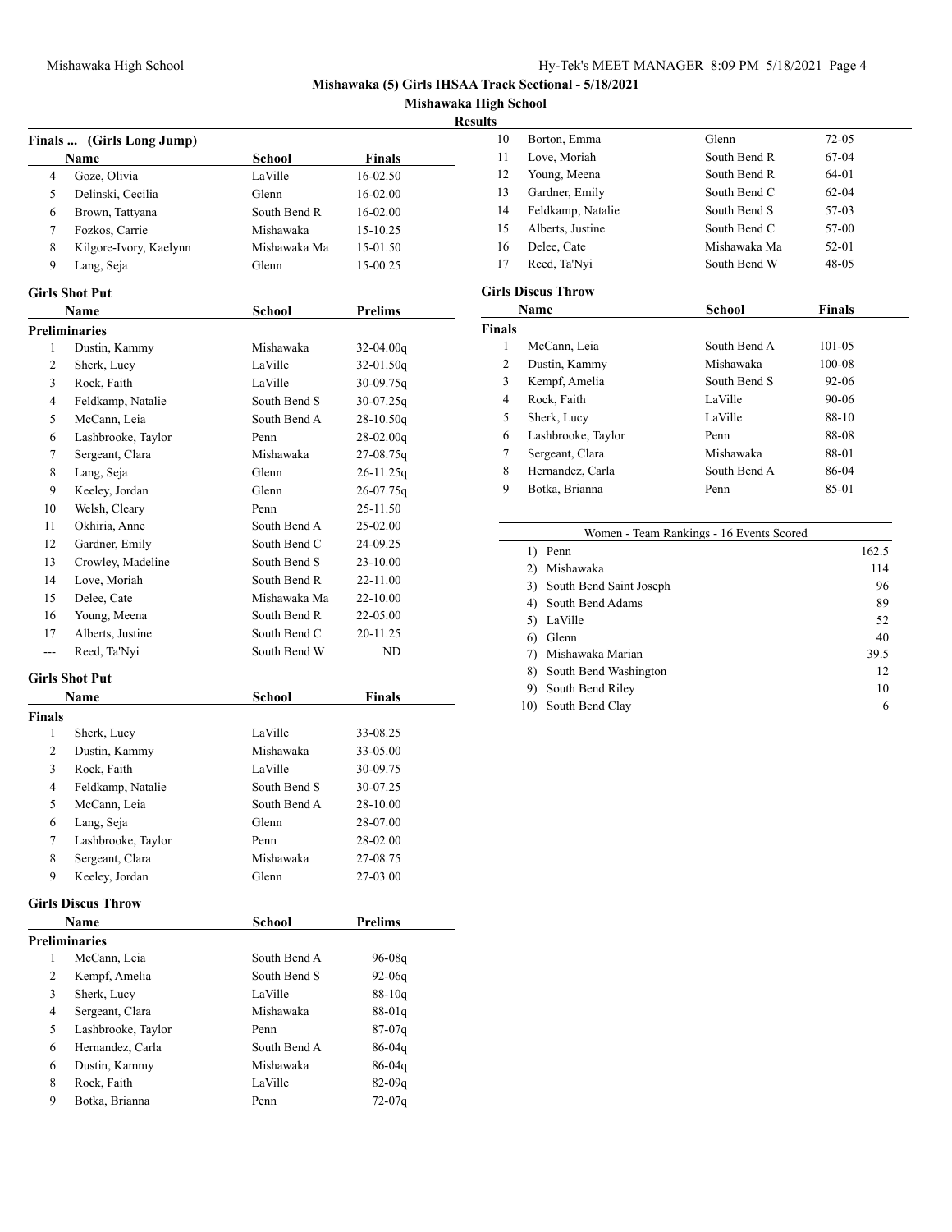### Mishawaka (5) Girls IHSAA Track Sectional - 5/18/2021

**Mishawaka High School**

**Results**

**Finals ... (Girls Long Jump)**

| | Name | School | Finals |
|---|---|---|---|
| 4 | Goze, Olivia | LaVille | 16-02.50 |
| 5 | Delinski, Cecilia | Glenn | 16-02.00 |
| 6 | Brown, Tattyana | South Bend R | 16-02.00 |
| 7 | Fozkos, Carrie | Mishawaka | 15-10.25 |
| 8 | Kilgore-Ivory, Kaelynn | Mishawaka Ma | 15-01.50 |
| 9 | Lang, Seja | Glenn | 15-00.25 |

**Girls Shot Put**

| | Name | School | Prelims |
|---|---|---|---|
| **Preliminaries** | | | |
| 1 | Dustin, Kammy | Mishawaka | 32-04.00q |
| 2 | Sherk, Lucy | LaVille | 32-01.50q |
| 3 | Rock, Faith | LaVille | 30-09.75q |
| 4 | Feldkamp, Natalie | South Bend S | 30-07.25q |
| 5 | McCann, Leia | South Bend A | 28-10.50q |
| 6 | Lashbrooke, Taylor | Penn | 28-02.00q |
| 7 | Sergeant, Clara | Mishawaka | 27-08.75q |
| 8 | Lang, Seja | Glenn | 26-11.25q |
| 9 | Keeley, Jordan | Glenn | 26-07.75q |
| 10 | Welsh, Cleary | Penn | 25-11.50 |
| 11 | Okhiria, Anne | South Bend A | 25-02.00 |
| 12 | Gardner, Emily | South Bend C | 24-09.25 |
| 13 | Crowley, Madeline | South Bend S | 23-10.00 |
| 14 | Love, Moriah | South Bend R | 22-11.00 |
| 15 | Delee, Cate | Mishawaka Ma | 22-10.00 |
| 16 | Young, Meena | South Bend R | 22-05.00 |
| 17 | Alberts, Justine | South Bend C | 20-11.25 |
| --- | Reed, Ta'Nyi | South Bend W | ND |

**Girls Shot Put**

| | Name | School | Finals |
|---|---|---|---|
| **Finals** | | | |
| 1 | Sherk, Lucy | LaVille | 33-08.25 |
| 2 | Dustin, Kammy | Mishawaka | 33-05.00 |
| 3 | Rock, Faith | LaVille | 30-09.75 |
| 4 | Feldkamp, Natalie | South Bend S | 30-07.25 |
| 5 | McCann, Leia | South Bend A | 28-10.00 |
| 6 | Lang, Seja | Glenn | 28-07.00 |
| 7 | Lashbrooke, Taylor | Penn | 28-02.00 |
| 8 | Sergeant, Clara | Mishawaka | 27-08.75 |
| 9 | Keeley, Jordan | Glenn | 27-03.00 |

**Girls Discus Throw**

| | Name | School | Prelims |
|---|---|---|---|
| **Preliminaries** | | | |
| 1 | McCann, Leia | South Bend A | 96-08q |
| 2 | Kempf, Amelia | South Bend S | 92-06q |
| 3 | Sherk, Lucy | LaVille | 88-10q |
| 4 | Sergeant, Clara | Mishawaka | 88-01q |
| 5 | Lashbrooke, Taylor | Penn | 87-07q |
| 6 | Hernandez, Carla | South Bend A | 86-04q |
| 6 | Dustin, Kammy | Mishawaka | 86-04q |
| 8 | Rock, Faith | LaVille | 82-09q |
| 9 | Botka, Brianna | Penn | 72-07q |
| 10 | Borton, Emma | Glenn | 72-05 |
| 11 | Love, Moriah | South Bend R | 67-04 |
| 12 | Young, Meena | South Bend R | 64-01 |
| 13 | Gardner, Emily | South Bend C | 62-04 |
| 14 | Feldkamp, Natalie | South Bend S | 57-03 |
| 15 | Alberts, Justine | South Bend C | 57-00 |
| 16 | Delee, Cate | Mishawaka Ma | 52-01 |
| 17 | Reed, Ta'Nyi | South Bend W | 48-05 |

**Girls Discus Throw**

| | Name | School | Finals |
|---|---|---|---|
| **Finals** | | | |
| 1 | McCann, Leia | South Bend A | 101-05 |
| 2 | Dustin, Kammy | Mishawaka | 100-08 |
| 3 | Kempf, Amelia | South Bend S | 92-06 |
| 4 | Rock, Faith | LaVille | 90-06 |
| 5 | Sherk, Lucy | LaVille | 88-10 |
| 6 | Lashbrooke, Taylor | Penn | 88-08 |
| 7 | Sergeant, Clara | Mishawaka | 88-01 |
| 8 | Hernandez, Carla | South Bend A | 86-04 |
| 9 | Botka, Brianna | Penn | 85-01 |

**Women - Team Rankings - 16 Events Scored**

| | | |
|---|---|---|
| 1) | Penn | 162.5 |
| 2) | Mishawaka | 114 |
| 3) | South Bend Saint Joseph | 96 |
| 4) | South Bend Adams | 89 |
| 5) | LaVille | 52 |
| 6) | Glenn | 40 |
| 7) | Mishawaka Marian | 39.5 |
| 8) | South Bend Washington | 12 |
| 9) | South Bend Riley | 10 |
| 10) | South Bend Clay | 6 |